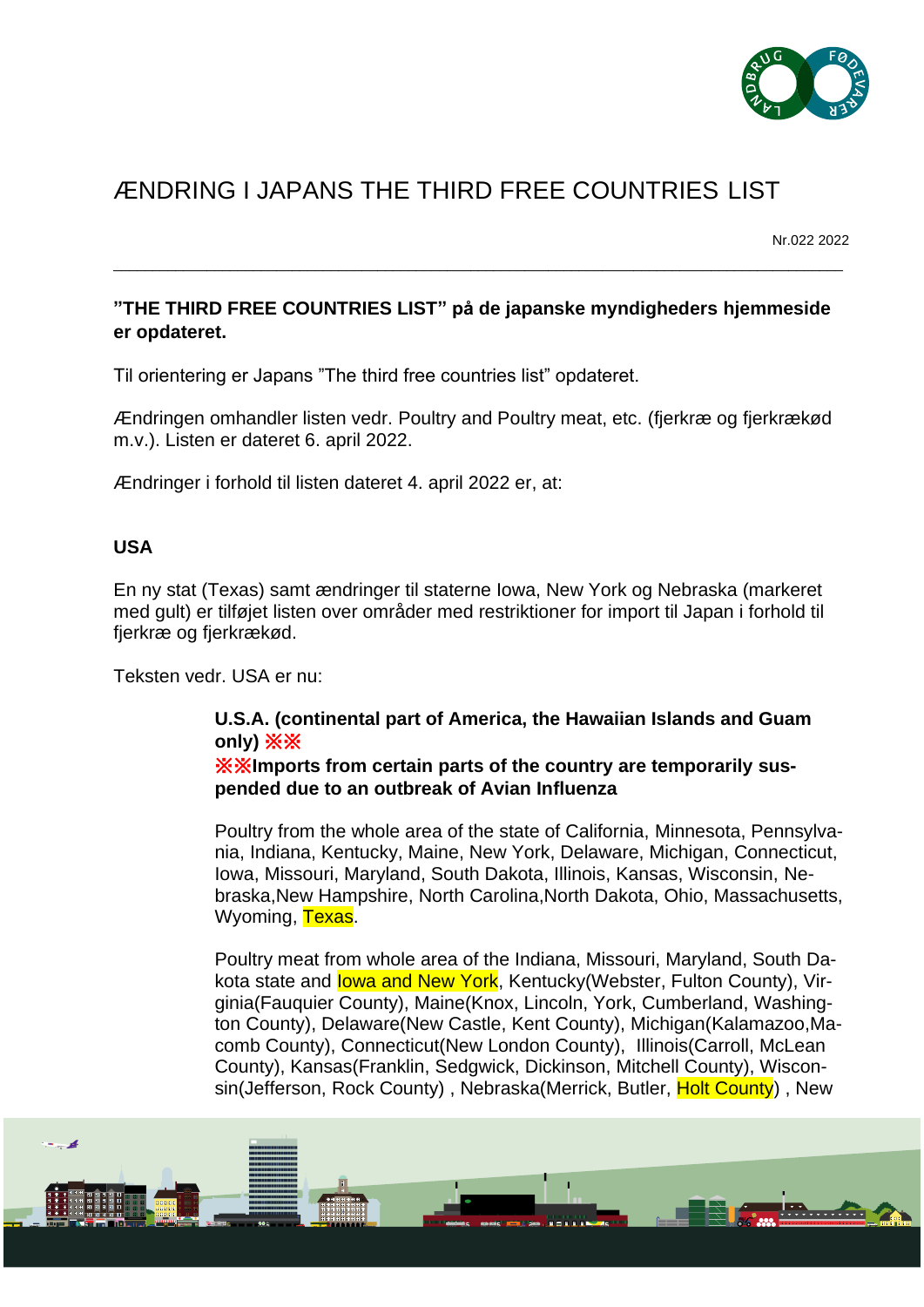# ÆNDRING I JAPANS THE THIRD FREE COUNTRIES LIST

Nr.022 2022

---

**"THE THIRD FREE COUNTRIES LIST" på de japanske myndigheders hjemmeside er opdateret.**

Til orientering er Japans "The third free countries list" opdateret.

Ændringen omhandler listen vedr. Poultry and Poultry meat, etc. (fjerkræ og fjerkrækød m.v.). Listen er dateret 6. april 2022.

Ændringer i forhold til listen dateret 4. april 2022 er, at:

**USA**

En ny stat (Texas) samt ændringer til staterne Iowa, New York og Nebraska (markeret med gult) er tilføjet listen over områder med restriktioner for import til Japan i forhold til fjerkræ og fjerkrækød.

Teksten vedr. USA er nu:

> **U.S.A. (continental part of America, the Hawaiian Islands and Guam only) ※※**
> **※※Imports from certain parts of the country are temporarily suspended due to an outbreak of Avian Influenza**
>
> Poultry from the whole area of the state of California, Minnesota, Pennsylvania, Indiana, Kentucky, Maine, New York, Delaware, Michigan, Connecticut, Iowa, Missouri, Maryland, South Dakota, Illinois, Kansas, Wisconsin, Nebraska,New Hampshire, North Carolina,North Dakota, Ohio, Massachusetts, Wyoming, Texas.
>
> Poultry meat from whole area of the Indiana, Missouri, Maryland, South Dakota state and Iowa and New York, Kentucky(Webster, Fulton County), Virginia(Fauquier County), Maine(Knox, Lincoln, York, Cumberland, Washington County), Delaware(New Castle, Kent County), Michigan(Kalamazoo,Macomb County), Connecticut(New London County), Illinois(Carroll, McLean County), Kansas(Franklin, Sedgwick, Dickinson, Mitchell County), Wisconsin(Jefferson, Rock County) , Nebraska(Merrick, Butler, Holt County) , New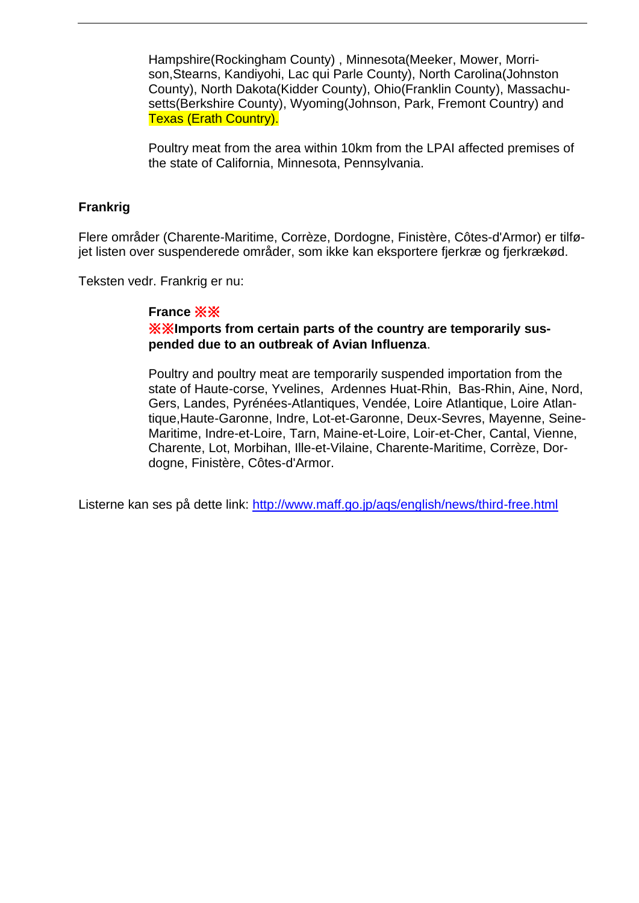Hampshire(Rockingham County) , Minnesota(Meeker, Mower, Morrison,Stearns, Kandiyohi, Lac qui Parle County), North Carolina(Johnston County), North Dakota(Kidder County), Ohio(Franklin County), Massachusetts(Berkshire County), Wyoming(Johnson, Park, Fremont Country) and Texas (Erath Country).

Poultry meat from the area within 10km from the LPAI affected premises of the state of California, Minnesota, Pennsylvania.

**Frankrig**

Flere områder (Charente-Maritime, Corrèze, Dordogne, Finistère, Côtes-d'Armor) er tilføjet listen over suspenderede områder, som ikke kan eksportere fjerkræ og fjerkrækød.

Teksten vedr. Frankrig er nu:

**France ※※**
**※※Imports from certain parts of the country are temporarily suspended due to an outbreak of Avian Influenza**.

Poultry and poultry meat are temporarily suspended importation from the state of Haute-corse, Yvelines, Ardennes Huat-Rhin, Bas-Rhin, Aine, Nord, Gers, Landes, Pyrénées-Atlantiques, Vendée, Loire Atlantique, Loire Atlantique,Haute-Garonne, Indre, Lot-et-Garonne, Deux-Sevres, Mayenne, Seine-Maritime, Indre-et-Loire, Tarn, Maine-et-Loire, Loir-et-Cher, Cantal, Vienne, Charente, Lot, Morbihan, Ille-et-Vilaine, Charente-Maritime, Corrèze, Dordogne, Finistère, Côtes-d'Armor.

Listerne kan ses på dette link: http://www.maff.go.jp/aqs/english/news/third-free.html